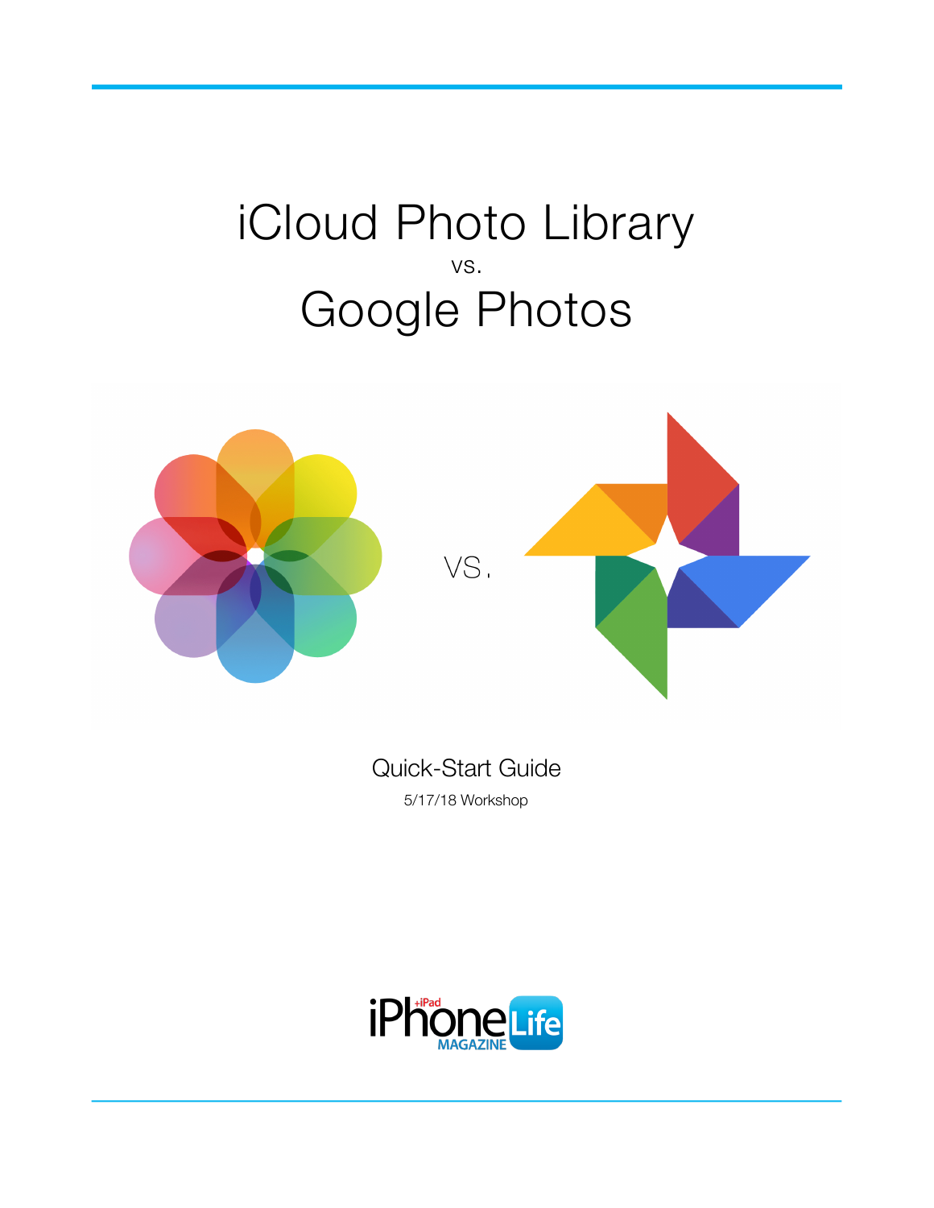# iCloud Photo Library

vs.

# Google Photos

VS.

Quick-Start Guide

5/17/18 Workshop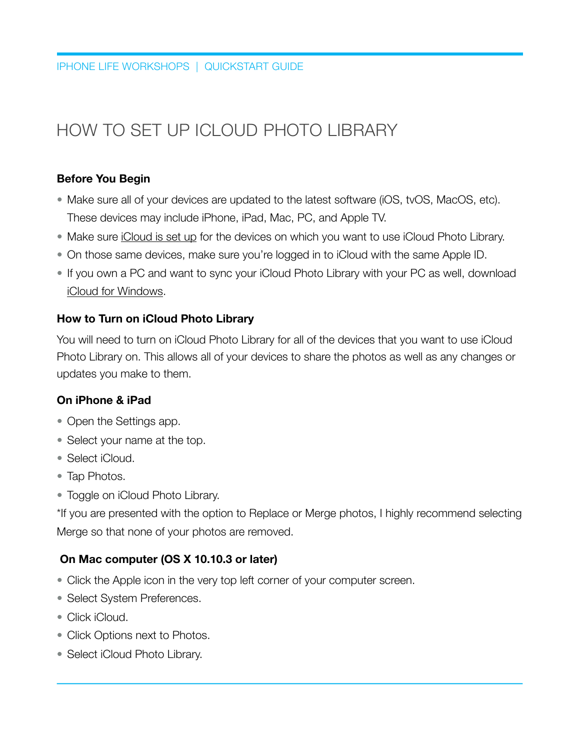# HOW TO SET UP ICLOUD PHOTO LIBRARY

**Before You Begin**

- Make sure all of your devices are updated to the latest software (iOS, tvOS, MacOS, etc). These devices may include iPhone, iPad, Mac, PC, and Apple TV.
- Make sure iCloud is set up for the devices on which you want to use iCloud Photo Library.
- On those same devices, make sure you're logged in to iCloud with the same Apple ID.
- If you own a PC and want to sync your iCloud Photo Library with your PC as well, download iCloud for Windows.

**How to Turn on iCloud Photo Library**

You will need to turn on iCloud Photo Library for all of the devices that you want to use iCloud Photo Library on. This allows all of your devices to share the photos as well as any changes or updates you make to them.

**On iPhone & iPad**

- Open the Settings app.
- Select your name at the top.
- Select iCloud.
- Tap Photos.
- Toggle on iCloud Photo Library.

*If you are presented with the option to Replace or Merge photos, I highly recommend selecting Merge so that none of your photos are removed.

**On Mac computer (OS X 10.10.3 or later)**

- Click the Apple icon in the very top left corner of your computer screen.
- Select System Preferences.
- Click iCloud.
- Click Options next to Photos.
- Select iCloud Photo Library.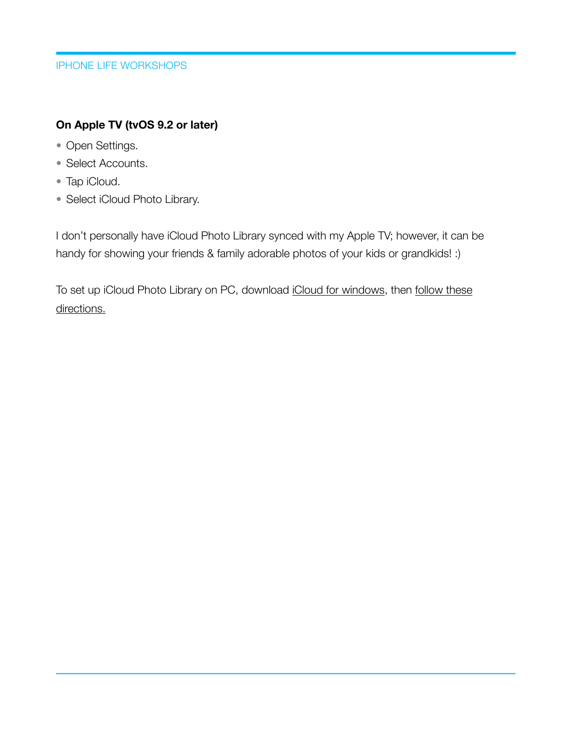**On Apple TV (tvOS 9.2 or later)**

- Open Settings.
- Select Accounts.
- Tap iCloud.
- Select iCloud Photo Library.

I don't personally have iCloud Photo Library synced with my Apple TV; however, it can be handy for showing your friends & family adorable photos of your kids or grandkids! :)

To set up iCloud Photo Library on PC, download iCloud for windows, then follow these directions.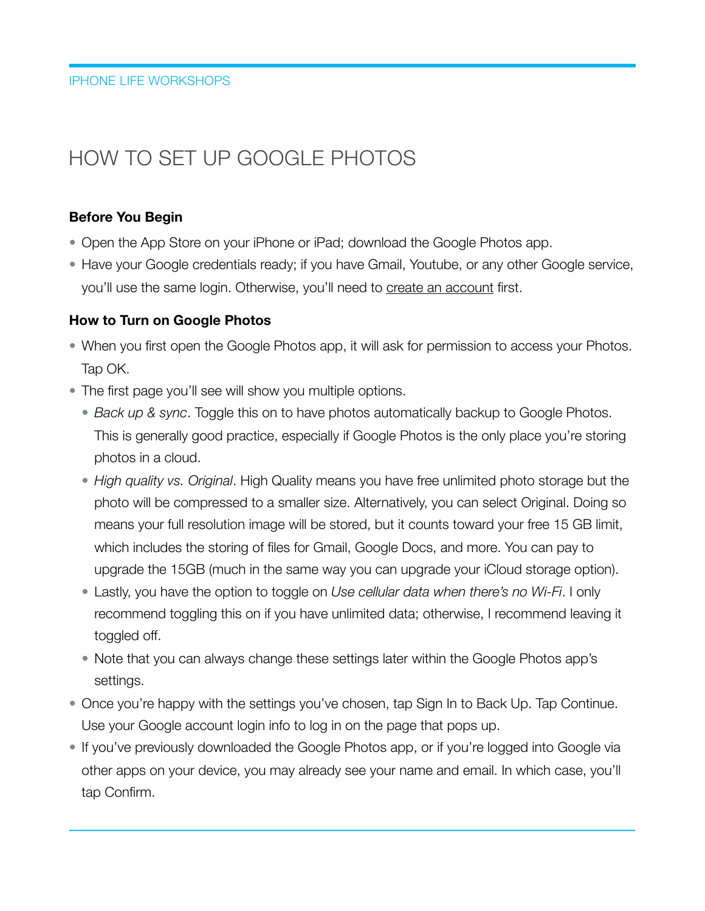# HOW TO SET UP GOOGLE PHOTOS

**Before You Begin**

- Open the App Store on your iPhone or iPad; download the Google Photos app.
- Have your Google credentials ready; if you have Gmail, Youtube, or any other Google service, you'll use the same login. Otherwise, you'll need to create an account first.

**How to Turn on Google Photos**

- When you first open the Google Photos app, it will ask for permission to access your Photos. Tap OK.
- The first page you'll see will show you multiple options.
  - *Back up & sync*. Toggle this on to have photos automatically backup to Google Photos. This is generally good practice, especially if Google Photos is the only place you're storing photos in a cloud.
  - *High quality vs. Original*. High Quality means you have free unlimited photo storage but the photo will be compressed to a smaller size. Alternatively, you can select Original. Doing so means your full resolution image will be stored, but it counts toward your free 15 GB limit, which includes the storing of files for Gmail, Google Docs, and more. You can pay to upgrade the 15GB (much in the same way you can upgrade your iCloud storage option).
  - Lastly, you have the option to toggle on *Use cellular data when there's no Wi-Fi*. I only recommend toggling this on if you have unlimited data; otherwise, I recommend leaving it toggled off.
  - Note that you can always change these settings later within the Google Photos app's settings.
- Once you're happy with the settings you've chosen, tap Sign In to Back Up. Tap Continue. Use your Google account login info to log in on the page that pops up.
- If you've previously downloaded the Google Photos app, or if you're logged into Google via other apps on your device, you may already see your name and email. In which case, you'll tap Confirm.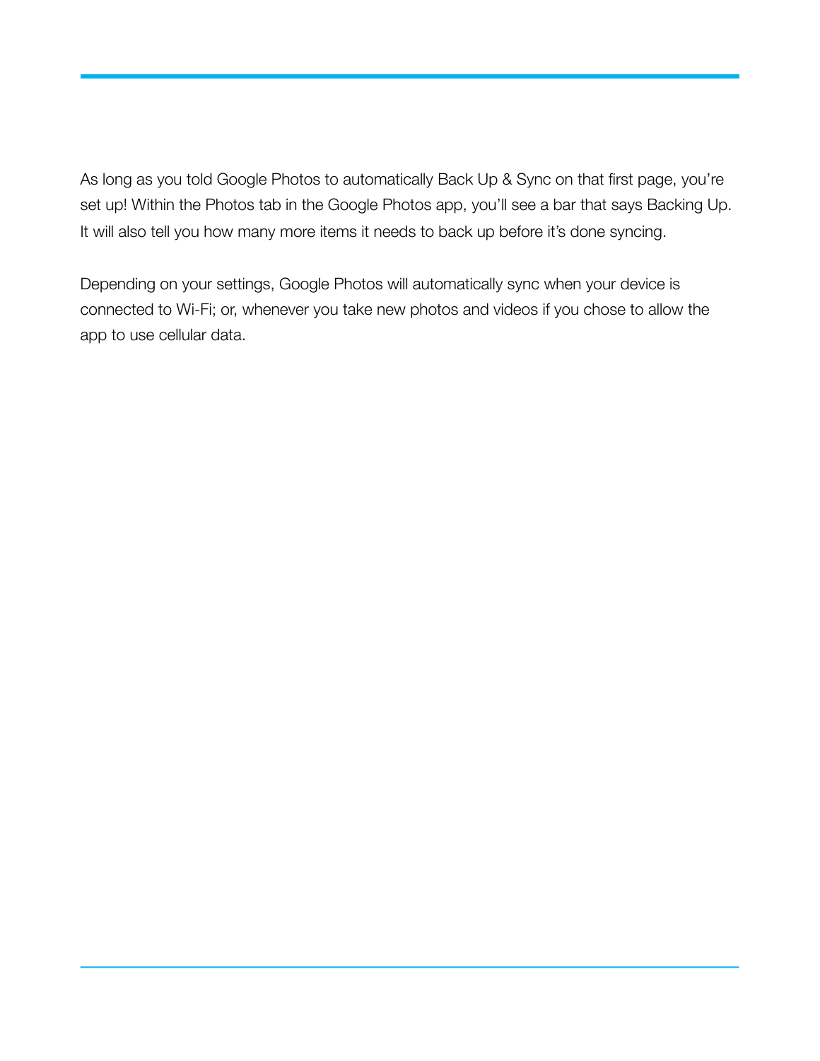As long as you told Google Photos to automatically Back Up & Sync on that first page, you're set up! Within the Photos tab in the Google Photos app, you'll see a bar that says Backing Up. It will also tell you how many more items it needs to back up before it's done syncing.

Depending on your settings, Google Photos will automatically sync when your device is connected to Wi-Fi; or, whenever you take new photos and videos if you chose to allow the app to use cellular data.